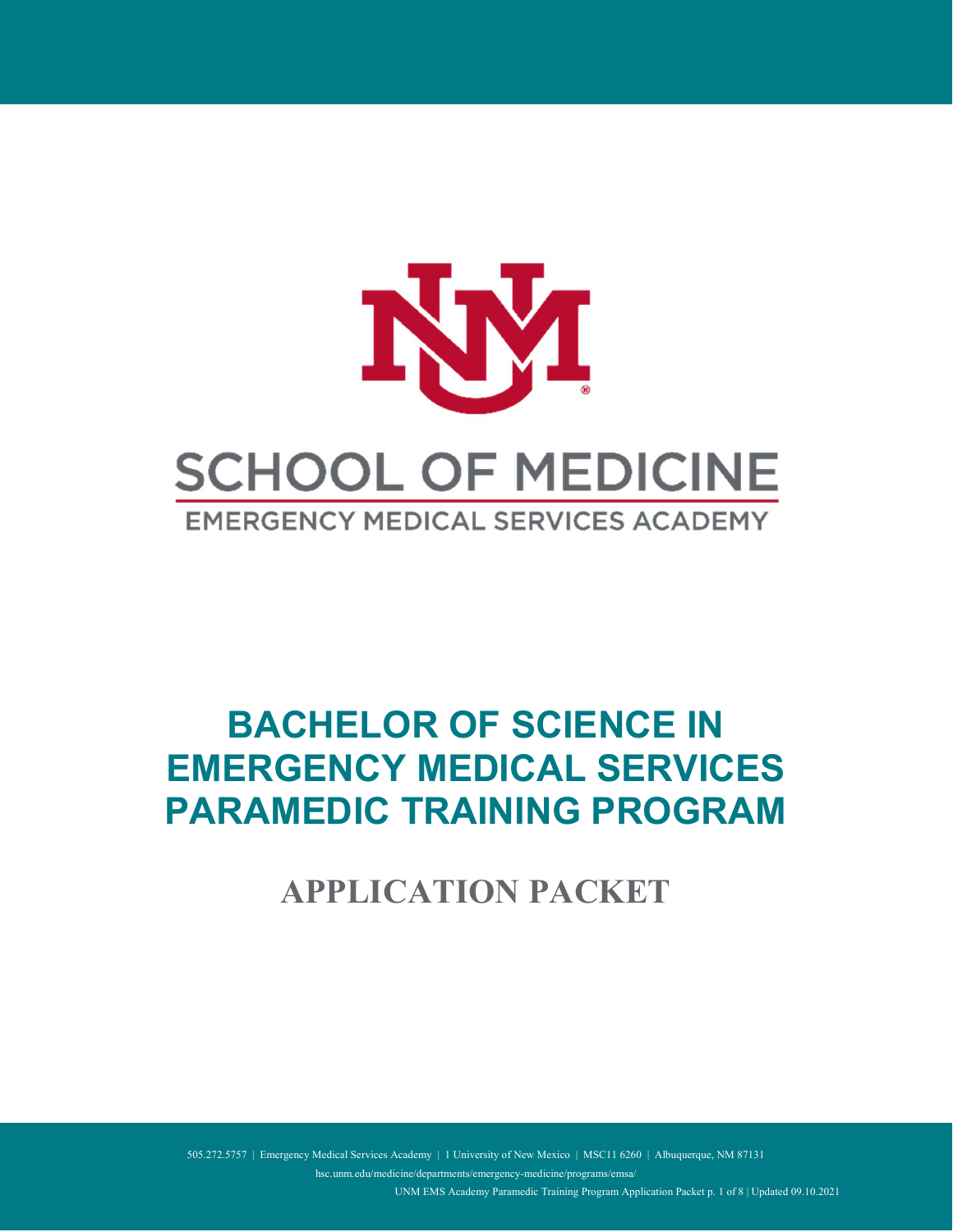SCHOOL OF MEDICINE

EMERGENCY MEDICAL SERVICES ACADEMY

# BACHELOR OF SCIENCE IN EMERGENCY MEDICAL SERVICES PARAMEDIC TRAINING PROGRAM

## APPLICATION PACKET

505.272.5757 | Emergency Medical Services Academy | 1 University of New Mexico | MSC11 6260 | Albuquerque, NM 87131

hsc.unm.edu/medicine/departments/emergency-medicine/programs/emsa/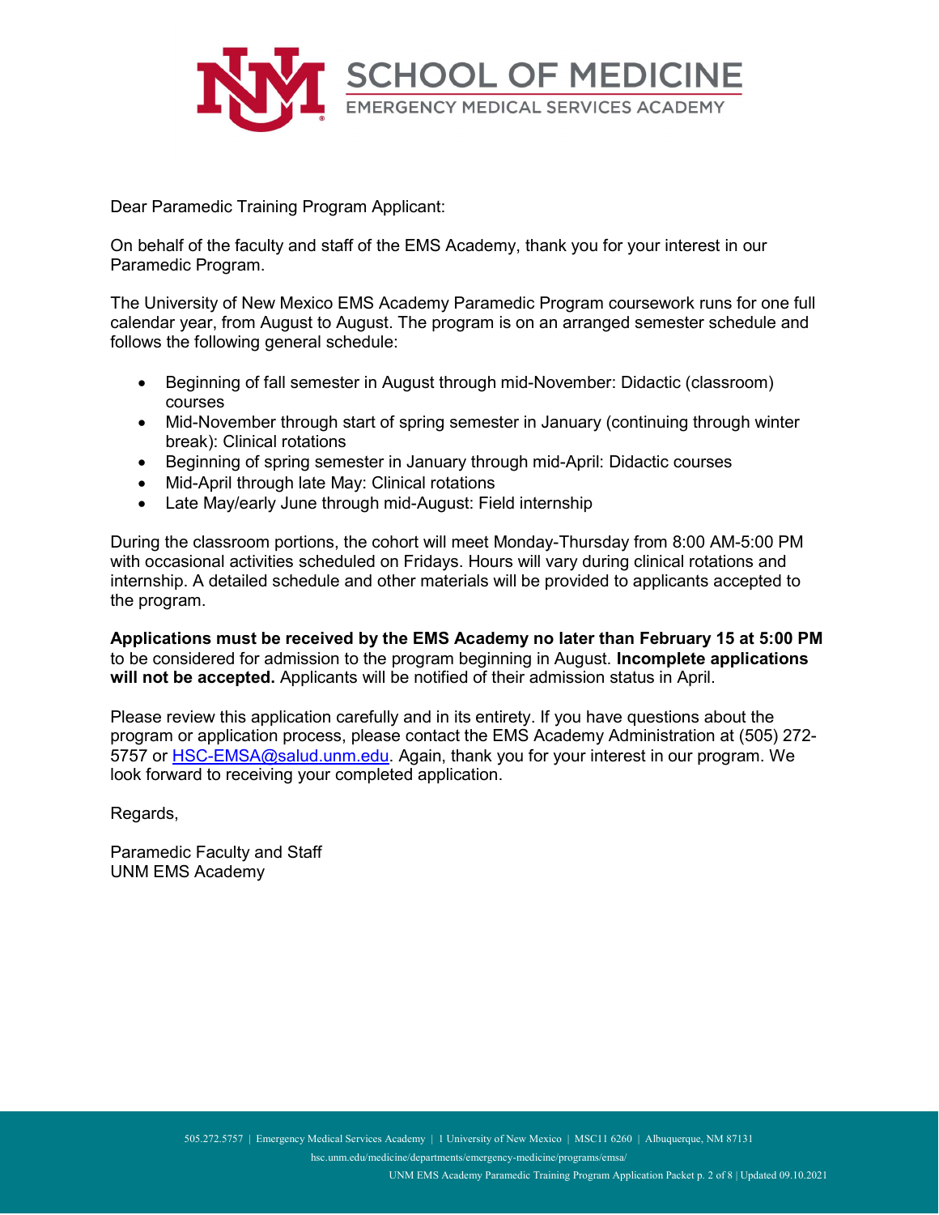# SCHOOL OF MEDICINE
## EMERGENCY MEDICAL SERVICES ACADEMY

Dear Paramedic Training Program Applicant:

On behalf of the faculty and staff of the EMS Academy, thank you for your interest in our Paramedic Program.

The University of New Mexico EMS Academy Paramedic Program coursework runs for one full calendar year, from August to August. The program is on an arranged semester schedule and follows the following general schedule:

- Beginning of fall semester in August through mid-November: Didactic (classroom) courses
- Mid-November through start of spring semester in January (continuing through winter break): Clinical rotations
- Beginning of spring semester in January through mid-April: Didactic courses
- Mid-April through late May: Clinical rotations
- Late May/early June through mid-August: Field internship

During the classroom portions, the cohort will meet Monday-Thursday from 8:00 AM-5:00 PM with occasional activities scheduled on Fridays. Hours will vary during clinical rotations and internship. A detailed schedule and other materials will be provided to applicants accepted to the program.

**Applications must be received by the EMS Academy no later than February 15 at 5:00 PM** to be considered for admission to the program beginning in August. **Incomplete applications will not be accepted.** Applicants will be notified of their admission status in April.

Please review this application carefully and in its entirety. If you have questions about the program or application process, please contact the EMS Academy Administration at (505) 272-5757 or HSC-EMSA@salud.unm.edu. Again, thank you for your interest in our program. We look forward to receiving your completed application.

Regards,

Paramedic Faculty and Staff
UNM EMS Academy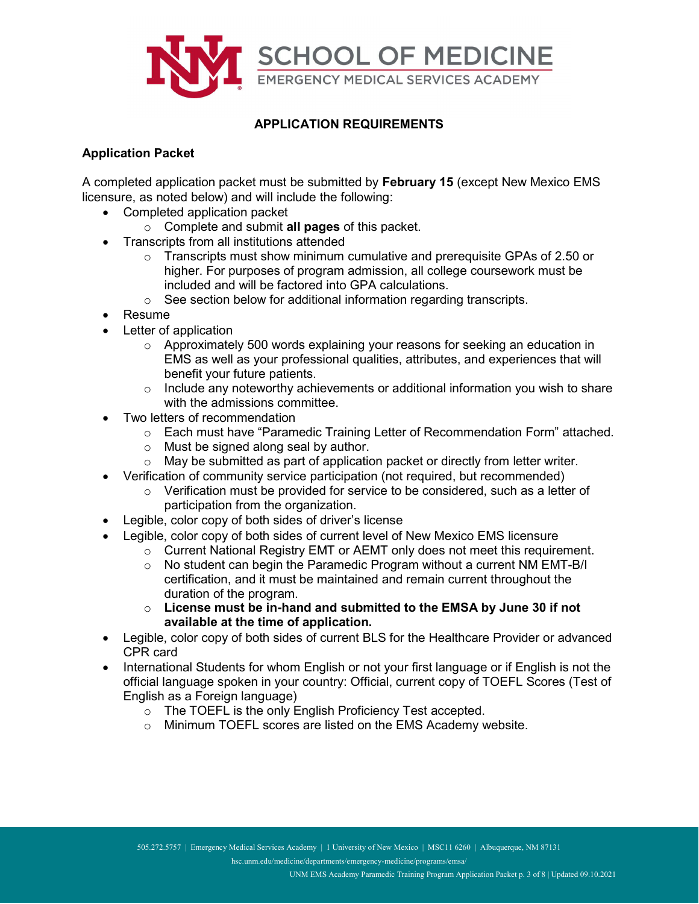## APPLICATION REQUIREMENTS

### Application Packet

A completed application packet must be submitted by **February 15** (except New Mexico EMS licensure, as noted below) and will include the following:

- Completed application packet
  - Complete and submit **all pages** of this packet.
- Transcripts from all institutions attended
  - Transcripts must show minimum cumulative and prerequisite GPAs of 2.50 or higher. For purposes of program admission, all college coursework must be included and will be factored into GPA calculations.
  - See section below for additional information regarding transcripts.
- Resume
- Letter of application
  - Approximately 500 words explaining your reasons for seeking an education in EMS as well as your professional qualities, attributes, and experiences that will benefit your future patients.
  - Include any noteworthy achievements or additional information you wish to share with the admissions committee.
- Two letters of recommendation
  - Each must have "Paramedic Training Letter of Recommendation Form" attached.
  - Must be signed along seal by author.
  - May be submitted as part of application packet or directly from letter writer.
- Verification of community service participation (not required, but recommended)
  - Verification must be provided for service to be considered, such as a letter of participation from the organization.
- Legible, color copy of both sides of driver's license
- Legible, color copy of both sides of current level of New Mexico EMS licensure
  - Current National Registry EMT or AEMT only does not meet this requirement.
  - No student can begin the Paramedic Program without a current NM EMT-B/I certification, and it must be maintained and remain current throughout the duration of the program.
  - **License must be in-hand and submitted to the EMSA by June 30 if not available at the time of application.**
- Legible, color copy of both sides of current BLS for the Healthcare Provider or advanced CPR card
- International Students for whom English or not your first language or if English is not the official language spoken in your country: Official, current copy of TOEFL Scores (Test of English as a Foreign language)
  - The TOEFL is the only English Proficiency Test accepted.
  - Minimum TOEFL scores are listed on the EMS Academy website.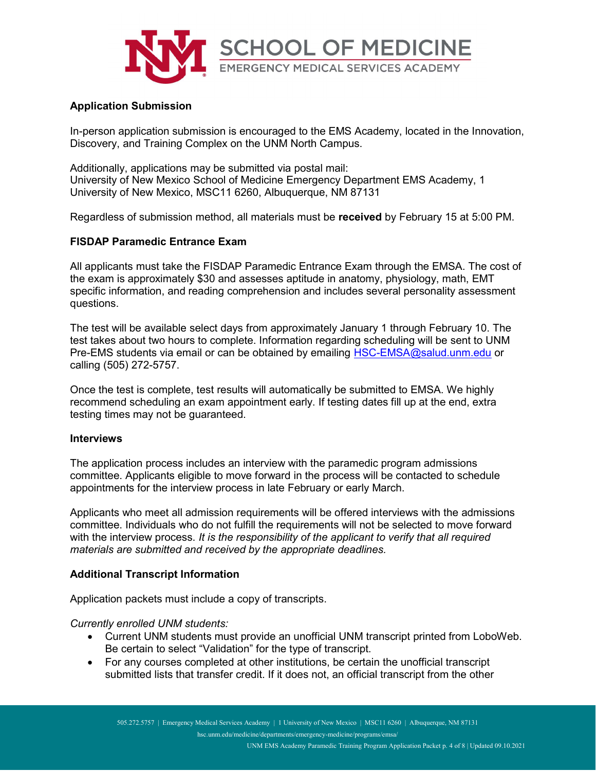## Application Submission

In-person application submission is encouraged to the EMS Academy, located in the Innovation, Discovery, and Training Complex on the UNM North Campus.

Additionally, applications may be submitted via postal mail:
University of New Mexico School of Medicine Emergency Department EMS Academy, 1 University of New Mexico, MSC11 6260, Albuquerque, NM 87131

Regardless of submission method, all materials must be **received** by February 15 at 5:00 PM.

## FISDAP Paramedic Entrance Exam

All applicants must take the FISDAP Paramedic Entrance Exam through the EMSA. The cost of the exam is approximately $30 and assesses aptitude in anatomy, physiology, math, EMT specific information, and reading comprehension and includes several personality assessment questions.

The test will be available select days from approximately January 1 through February 10. The test takes about two hours to complete. Information regarding scheduling will be sent to UNM Pre-EMS students via email or can be obtained by emailing HSC-EMSA@salud.unm.edu or calling (505) 272-5757.

Once the test is complete, test results will automatically be submitted to EMSA. We highly recommend scheduling an exam appointment early. If testing dates fill up at the end, extra testing times may not be guaranteed.

## Interviews

The application process includes an interview with the paramedic program admissions committee. Applicants eligible to move forward in the process will be contacted to schedule appointments for the interview process in late February or early March.

Applicants who meet all admission requirements will be offered interviews with the admissions committee. Individuals who do not fulfill the requirements will not be selected to move forward with the interview process. *It is the responsibility of the applicant to verify that all required materials are submitted and received by the appropriate deadlines.*

## Additional Transcript Information

Application packets must include a copy of transcripts.

*Currently enrolled UNM students:*

- Current UNM students must provide an unofficial UNM transcript printed from LoboWeb. Be certain to select "Validation" for the type of transcript.
- For any courses completed at other institutions, be certain the unofficial transcript submitted lists that transfer credit. If it does not, an official transcript from the other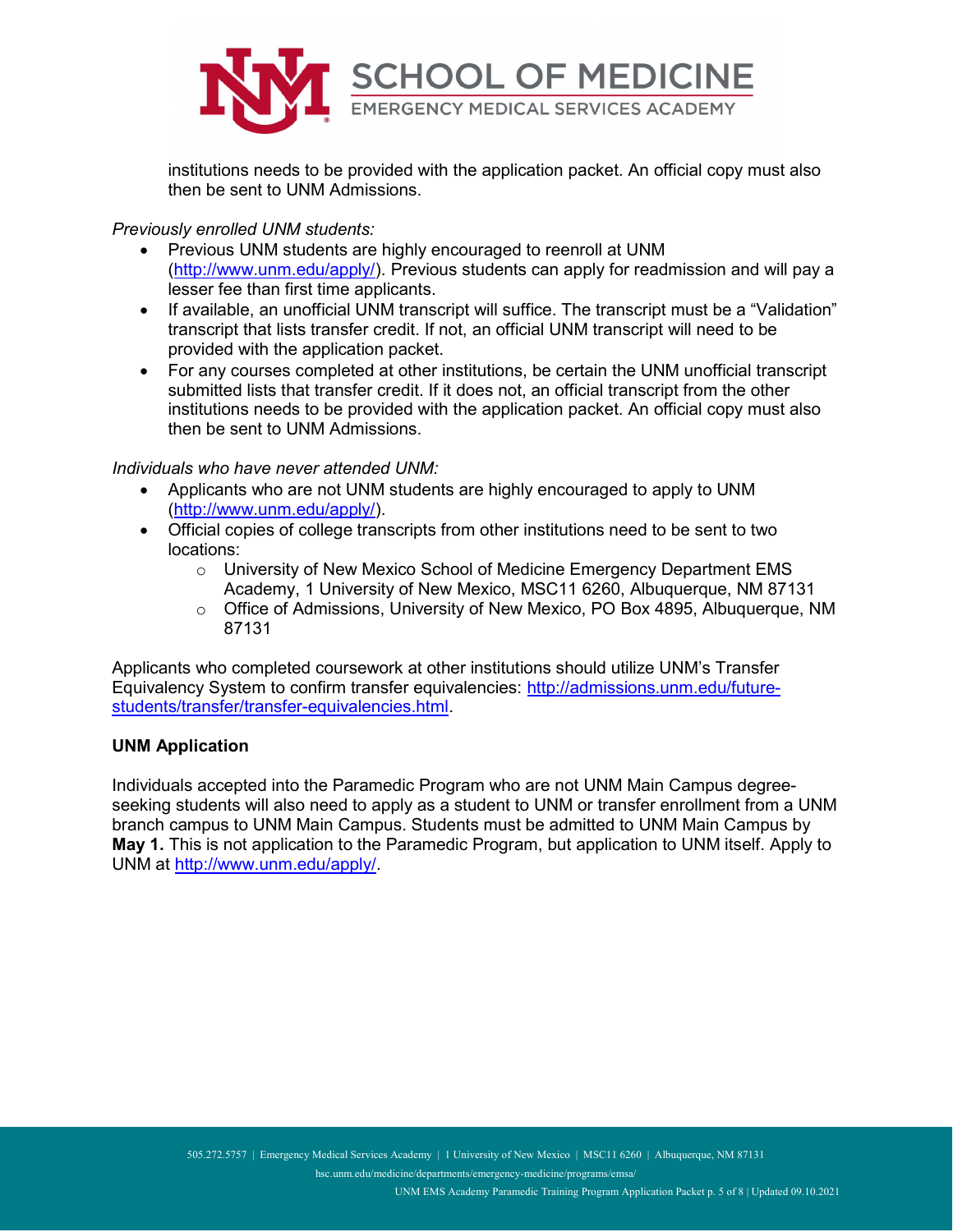institutions needs to be provided with the application packet. An official copy must also then be sent to UNM Admissions.

*Previously enrolled UNM students:*

- Previous UNM students are highly encouraged to reenroll at UNM (http://www.unm.edu/apply/). Previous students can apply for readmission and will pay a lesser fee than first time applicants.
- If available, an unofficial UNM transcript will suffice. The transcript must be a "Validation" transcript that lists transfer credit. If not, an official UNM transcript will need to be provided with the application packet.
- For any courses completed at other institutions, be certain the UNM unofficial transcript submitted lists that transfer credit. If it does not, an official transcript from the other institutions needs to be provided with the application packet. An official copy must also then be sent to UNM Admissions.

*Individuals who have never attended UNM:*

- Applicants who are not UNM students are highly encouraged to apply to UNM (http://www.unm.edu/apply/).
- Official copies of college transcripts from other institutions need to be sent to two locations:
  - University of New Mexico School of Medicine Emergency Department EMS Academy, 1 University of New Mexico, MSC11 6260, Albuquerque, NM 87131
  - Office of Admissions, University of New Mexico, PO Box 4895, Albuquerque, NM 87131

Applicants who completed coursework at other institutions should utilize UNM's Transfer Equivalency System to confirm transfer equivalencies: http://admissions.unm.edu/future-students/transfer/transfer-equivalencies.html.

**UNM Application**

Individuals accepted into the Paramedic Program who are not UNM Main Campus degree-seeking students will also need to apply as a student to UNM or transfer enrollment from a UNM branch campus to UNM Main Campus. Students must be admitted to UNM Main Campus by **May 1.** This is not application to the Paramedic Program, but application to UNM itself. Apply to UNM at http://www.unm.edu/apply/.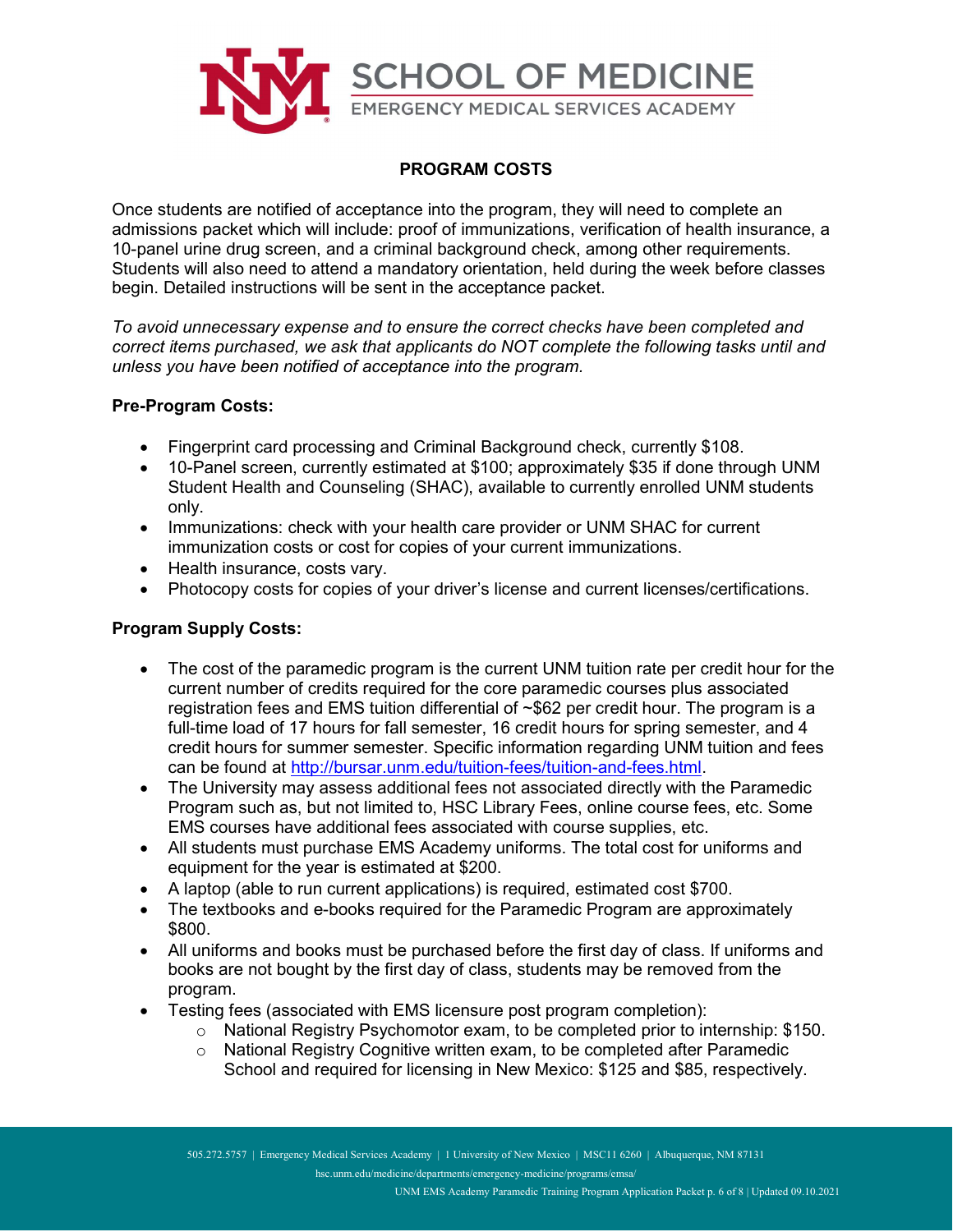# SCHOOL OF MEDICINE
EMERGENCY MEDICAL SERVICES ACADEMY

## PROGRAM COSTS

Once students are notified of acceptance into the program, they will need to complete an admissions packet which will include: proof of immunizations, verification of health insurance, a 10-panel urine drug screen, and a criminal background check, among other requirements. Students will also need to attend a mandatory orientation, held during the week before classes begin. Detailed instructions will be sent in the acceptance packet.

*To avoid unnecessary expense and to ensure the correct checks have been completed and correct items purchased, we ask that applicants do NOT complete the following tasks until and unless you have been notified of acceptance into the program.*

**Pre-Program Costs:**

- Fingerprint card processing and Criminal Background check, currently $108.
- 10-Panel screen, currently estimated at $100; approximately $35 if done through UNM Student Health and Counseling (SHAC), available to currently enrolled UNM students only.
- Immunizations: check with your health care provider or UNM SHAC for current immunization costs or cost for copies of your current immunizations.
- Health insurance, costs vary.
- Photocopy costs for copies of your driver's license and current licenses/certifications.

**Program Supply Costs:**

- The cost of the paramedic program is the current UNM tuition rate per credit hour for the current number of credits required for the core paramedic courses plus associated registration fees and EMS tuition differential of ~$62 per credit hour. The program is a full-time load of 17 hours for fall semester, 16 credit hours for spring semester, and 4 credit hours for summer semester. Specific information regarding UNM tuition and fees can be found at [http://bursar.unm.edu/tuition-fees/tuition-and-fees.html](http://bursar.unm.edu/tuition-fees/tuition-and-fees.html).
- The University may assess additional fees not associated directly with the Paramedic Program such as, but not limited to, HSC Library Fees, online course fees, etc. Some EMS courses have additional fees associated with course supplies, etc.
- All students must purchase EMS Academy uniforms. The total cost for uniforms and equipment for the year is estimated at $200.
- A laptop (able to run current applications) is required, estimated cost $700.
- The textbooks and e-books required for the Paramedic Program are approximately $800.
- All uniforms and books must be purchased before the first day of class. If uniforms and books are not bought by the first day of class, students may be removed from the program.
- Testing fees (associated with EMS licensure post program completion):
  - National Registry Psychomotor exam, to be completed prior to internship: $150.
  - National Registry Cognitive written exam, to be completed after Paramedic School and required for licensing in New Mexico: $125 and $85, respectively.

505.272.5757 | Emergency Medical Services Academy | 1 University of New Mexico | MSC11 6260 | Albuquerque, NM 87131
hsc.unm.edu/medicine/departments/emergency-medicine/programs/emsa/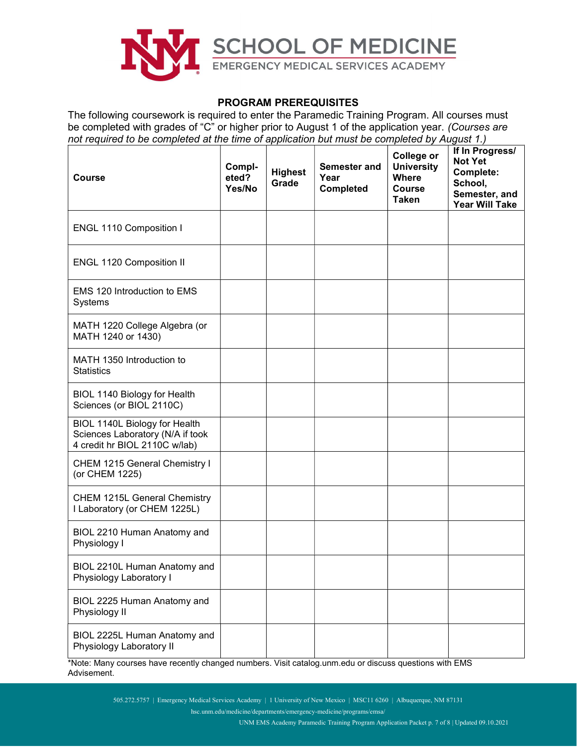# SCHOOL OF MEDICINE
EMERGENCY MEDICAL SERVICES ACADEMY

## PROGRAM PREREQUISITES

The following coursework is required to enter the Paramedic Training Program. All courses must be completed with grades of "C" or higher prior to August 1 of the application year. *(Courses are not required to be completed at the time of application but must be completed by August 1.)*

| Course | Compl-eted? Yes/No | Highest Grade | Semester and Year Completed | College or University Where Course Taken | If In Progress/ Not Yet Complete: School, Semester, and Year Will Take |
|---|---|---|---|---|---|
| ENGL 1110 Composition I | | | | | |
| ENGL 1120 Composition II | | | | | |
| EMS 120 Introduction to EMS Systems | | | | | |
| MATH 1220 College Algebra (or MATH 1240 or 1430) | | | | | |
| MATH 1350 Introduction to Statistics | | | | | |
| BIOL 1140 Biology for Health Sciences (or BIOL 2110C) | | | | | |
| BIOL 1140L Biology for Health Sciences Laboratory (N/A if took 4 credit hr BIOL 2110C w/lab) | | | | | |
| CHEM 1215 General Chemistry I (or CHEM 1225) | | | | | |
| CHEM 1215L General Chemistry I Laboratory (or CHEM 1225L) | | | | | |
| BIOL 2210 Human Anatomy and Physiology I | | | | | |
| BIOL 2210L Human Anatomy and Physiology Laboratory I | | | | | |
| BIOL 2225 Human Anatomy and Physiology II | | | | | |
| BIOL 2225L Human Anatomy and Physiology Laboratory II | | | | | |

*Note: Many courses have recently changed numbers. Visit catalog.unm.edu or discuss questions with EMS Advisement.

505.272.5757 | Emergency Medical Services Academy | 1 University of New Mexico | MSC11 6260 | Albuquerque, NM 87131

hsc.unm.edu/medicine/departments/emergency-medicine/programs/emsa/

UNM EMS Academy Paramedic Training Program Application Packet | Updated 09.10.2021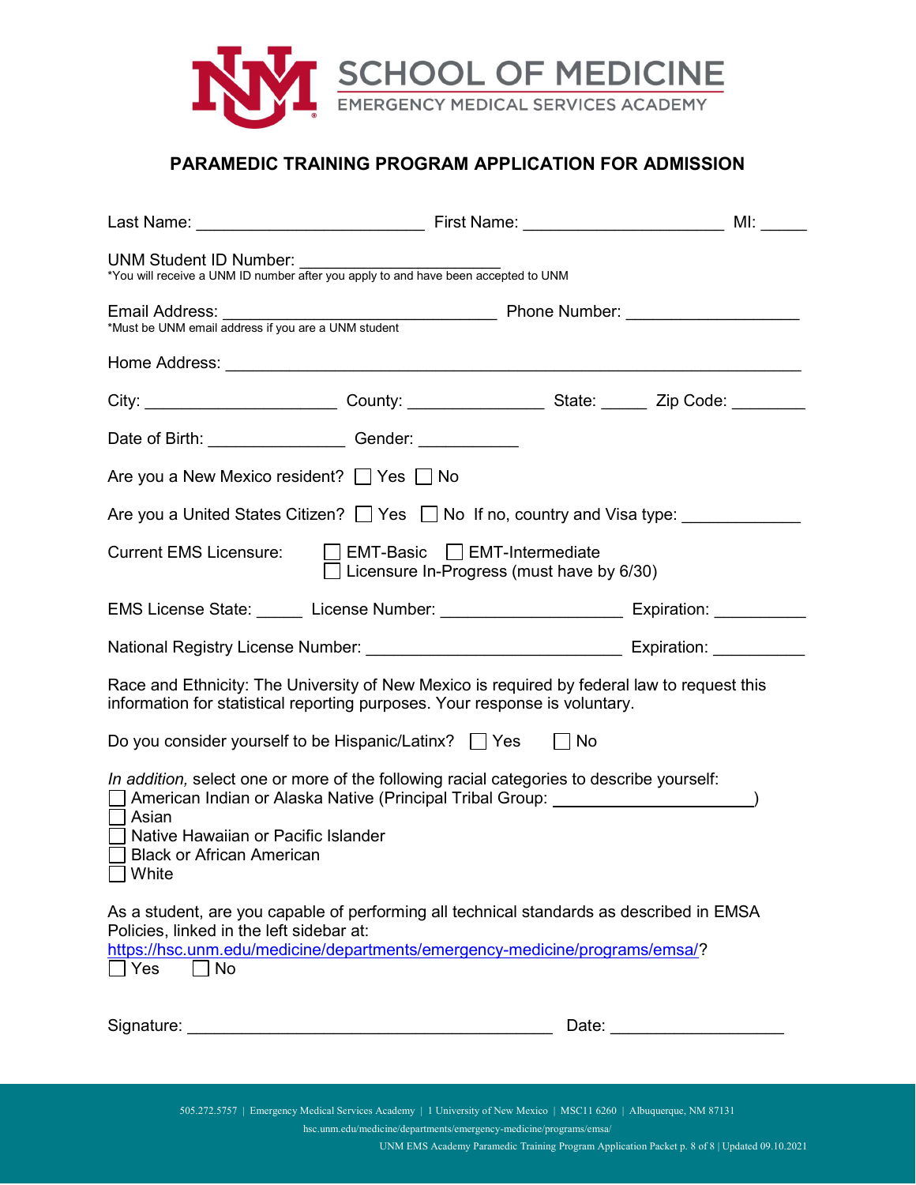SCHOOL OF MEDICINE
EMERGENCY MEDICAL SERVICES ACADEMY

# PARAMEDIC TRAINING PROGRAM APPLICATION FOR ADMISSION

Last Name: ________________________ First Name: _____________________ MI: _____

UNM Student ID Number: _____________________
*You will receive a UNM ID number after you apply to and have been accepted to UNM

Email Address: ______________________________ Phone Number: __________________
*Must be UNM email address if you are a UNM student

Home Address: ____________________________________________________________

City: ____________________ County: ______________ State: _____ Zip Code: ________

Date of Birth: ______________ Gender: ___________

Are you a New Mexico resident? ☐ Yes ☐ No

Are you a United States Citizen? ☐ Yes ☐ No If no, country and Visa type: ____________

Current EMS Licensure: ☐ EMT-Basic ☐ EMT-Intermediate
☐ Licensure In-Progress (must have by 6/30)

EMS License State: _____ License Number: ___________________ Expiration: __________

National Registry License Number: ___________________________ Expiration: __________

Race and Ethnicity: The University of New Mexico is required by federal law to request this information for statistical reporting purposes. Your response is voluntary.

Do you consider yourself to be Hispanic/Latinx? ☐ Yes ☐ No

*In addition,* select one or more of the following racial categories to describe yourself:
☐ American Indian or Alaska Native (Principal Tribal Group: ______________________)
☐ Asian
☐ Native Hawaiian or Pacific Islander
☐ Black or African American
☐ White

As a student, are you capable of performing all technical standards as described in EMSA Policies, linked in the left sidebar at:
https://hsc.unm.edu/medicine/departments/emergency-medicine/programs/emsa/?
☐ Yes ☐ No

Signature: ________________________________________ Date: __________________

505.272.5757 | Emergency Medical Services Academy | 1 University of New Mexico | MSC11 6260 | Albuquerque, NM 87131
hsc.unm.edu/medicine/departments/emergency-medicine/programs/emsa/